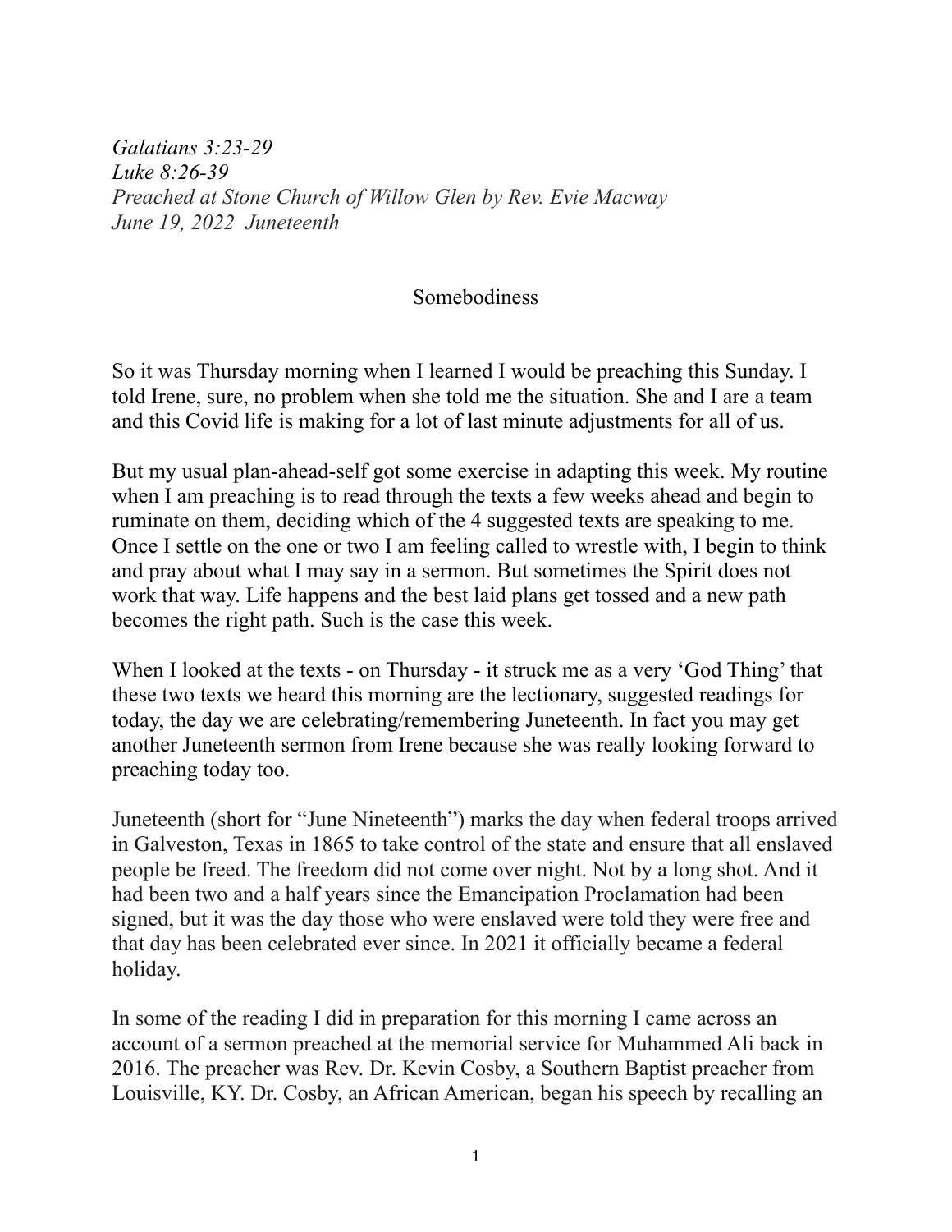*Galatians 3:23-29*
*Luke 8:26-39*
*Preached at Stone Church of Willow Glen by Rev. Evie Macway*
*June 19, 2022 Juneteenth*

# Somebodiness

So it was Thursday morning when I learned I would be preaching this Sunday. I told Irene, sure, no problem when she told me the situation. She and I are a team and this Covid life is making for a lot of last minute adjustments for all of us.

But my usual plan-ahead-self got some exercise in adapting this week. My routine when I am preaching is to read through the texts a few weeks ahead and begin to ruminate on them, deciding which of the 4 suggested texts are speaking to me. Once I settle on the one or two I am feeling called to wrestle with, I begin to think and pray about what I may say in a sermon. But sometimes the Spirit does not work that way. Life happens and the best laid plans get tossed and a new path becomes the right path. Such is the case this week.

When I looked at the texts - on Thursday - it struck me as a very 'God Thing' that these two texts we heard this morning are the lectionary, suggested readings for today, the day we are celebrating/remembering Juneteenth. In fact you may get another Juneteenth sermon from Irene because she was really looking forward to preaching today too.

Juneteenth (short for "June Nineteenth") marks the day when federal troops arrived in Galveston, Texas in 1865 to take control of the state and ensure that all enslaved people be freed. The freedom did not come over night. Not by a long shot. And it had been two and a half years since the Emancipation Proclamation had been signed, but it was the day those who were enslaved were told they were free and that day has been celebrated ever since. In 2021 it officially became a federal holiday.

In some of the reading I did in preparation for this morning I came across an account of a sermon preached at the memorial service for Muhammed Ali back in 2016. The preacher was Rev. Dr. Kevin Cosby, a Southern Baptist preacher from Louisville, KY. Dr. Cosby, an African American, began his speech by recalling an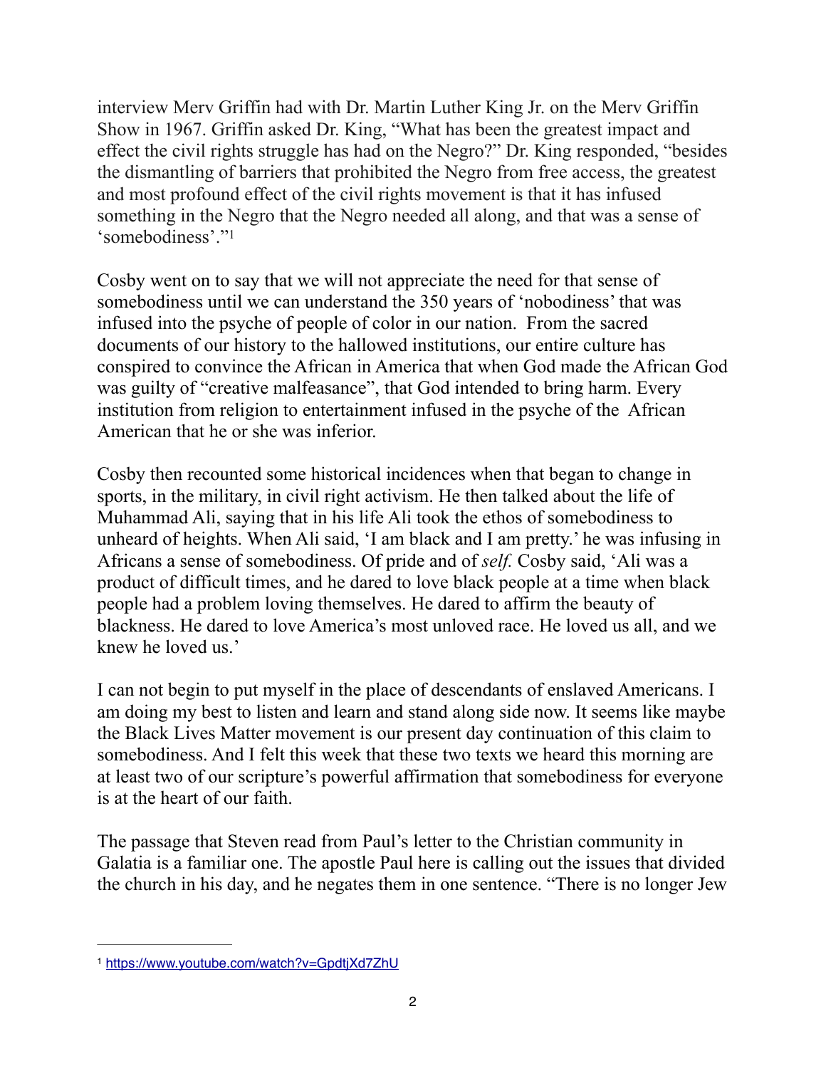interview Merv Griffin had with Dr. Martin Luther King Jr. on the Merv Griffin Show in 1967. Griffin asked Dr. King, "What has been the greatest impact and effect the civil rights struggle has had on the Negro?" Dr. King responded, "besides the dismantling of barriers that prohibited the Negro from free access, the greatest and most profound effect of the civil rights movement is that it has infused something in the Negro that the Negro needed all along, and that was a sense of 'somebodiness'."[1]

Cosby went on to say that we will not appreciate the need for that sense of somebodiness until we can understand the 350 years of 'nobodiness' that was infused into the psyche of people of color in our nation. From the sacred documents of our history to the hallowed institutions, our entire culture has conspired to convince the African in America that when God made the African God was guilty of "creative malfeasance", that God intended to bring harm. Every institution from religion to entertainment infused in the psyche of the African American that he or she was inferior.

Cosby then recounted some historical incidences when that began to change in sports, in the military, in civil right activism. He then talked about the life of Muhammad Ali, saying that in his life Ali took the ethos of somebodiness to unheard of heights. When Ali said, 'I am black and I am pretty.' he was infusing in Africans a sense of somebodiness. Of pride and of *self.* Cosby said, 'Ali was a product of difficult times, and he dared to love black people at a time when black people had a problem loving themselves. He dared to affirm the beauty of blackness. He dared to love America's most unloved race. He loved us all, and we knew he loved us.'

I can not begin to put myself in the place of descendants of enslaved Americans. I am doing my best to listen and learn and stand along side now. It seems like maybe the Black Lives Matter movement is our present day continuation of this claim to somebodiness. And I felt this week that these two texts we heard this morning are at least two of our scripture's powerful affirmation that somebodiness for everyone is at the heart of our faith.

The passage that Steven read from Paul's letter to the Christian community in Galatia is a familiar one. The apostle Paul here is calling out the issues that divided the church in his day, and he negates them in one sentence. "There is no longer Jew

[1] https://www.youtube.com/watch?v=GpdtjXd7ZhU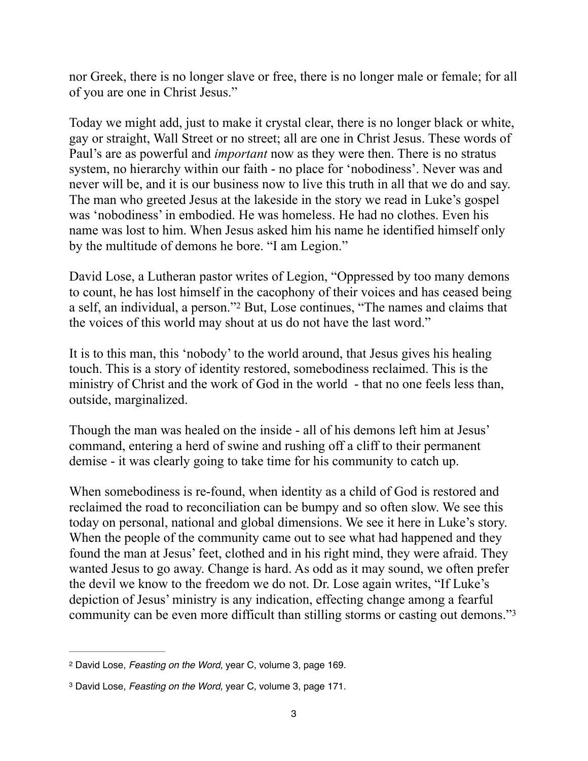nor Greek, there is no longer slave or free, there is no longer male or female; for all of you are one in Christ Jesus."

Today we might add, just to make it crystal clear, there is no longer black or white, gay or straight, Wall Street or no street; all are one in Christ Jesus. These words of Paul's are as powerful and *important* now as they were then. There is no stratus system, no hierarchy within our faith - no place for 'nobodiness'. Never was and never will be, and it is our business now to live this truth in all that we do and say. The man who greeted Jesus at the lakeside in the story we read in Luke's gospel was 'nobodiness' in embodied. He was homeless. He had no clothes. Even his name was lost to him. When Jesus asked him his name he identified himself only by the multitude of demons he bore. "I am Legion."

David Lose, a Lutheran pastor writes of Legion, "Oppressed by too many demons to count, he has lost himself in the cacophony of their voices and has ceased being a self, an individual, a person."[2] But, Lose continues, "The names and claims that the voices of this world may shout at us do not have the last word."

It is to this man, this 'nobody' to the world around, that Jesus gives his healing touch. This is a story of identity restored, somebodiness reclaimed. This is the ministry of Christ and the work of God in the world - that no one feels less than, outside, marginalized.

Though the man was healed on the inside - all of his demons left him at Jesus' command, entering a herd of swine and rushing off a cliff to their permanent demise - it was clearly going to take time for his community to catch up.

When somebodiness is re-found, when identity as a child of God is restored and reclaimed the road to reconciliation can be bumpy and so often slow. We see this today on personal, national and global dimensions. We see it here in Luke's story. When the people of the community came out to see what had happened and they found the man at Jesus' feet, clothed and in his right mind, they were afraid. They wanted Jesus to go away. Change is hard. As odd as it may sound, we often prefer the devil we know to the freedom we do not. Dr. Lose again writes, "If Luke's depiction of Jesus' ministry is any indication, effecting change among a fearful community can be even more difficult than stilling storms or casting out demons."[3]

---

[2] David Lose, *Feasting on the Word,* year C, volume 3, page 169.

[3] David Lose, *Feasting on the Word,* year C, volume 3, page 171.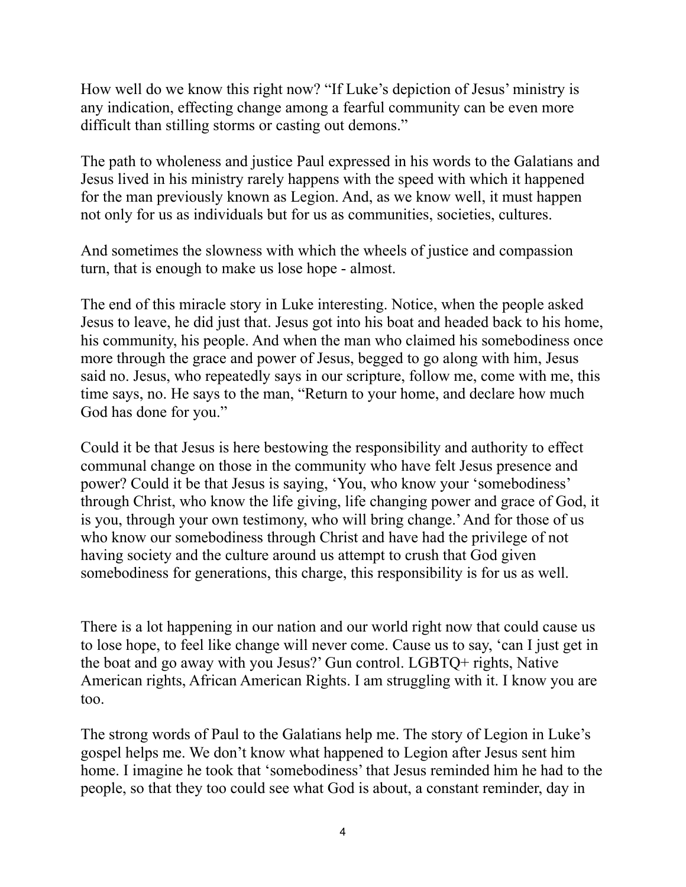How well do we know this right now? "If Luke's depiction of Jesus' ministry is any indication, effecting change among a fearful community can be even more difficult than stilling storms or casting out demons."

The path to wholeness and justice Paul expressed in his words to the Galatians and Jesus lived in his ministry rarely happens with the speed with which it happened for the man previously known as Legion. And, as we know well, it must happen not only for us as individuals but for us as communities, societies, cultures.

And sometimes the slowness with which the wheels of justice and compassion turn, that is enough to make us lose hope - almost.

The end of this miracle story in Luke interesting. Notice, when the people asked Jesus to leave, he did just that. Jesus got into his boat and headed back to his home, his community, his people. And when the man who claimed his somebodiness once more through the grace and power of Jesus, begged to go along with him, Jesus said no. Jesus, who repeatedly says in our scripture, follow me, come with me, this time says, no. He says to the man, "Return to your home, and declare how much God has done for you."

Could it be that Jesus is here bestowing the responsibility and authority to effect communal change on those in the community who have felt Jesus presence and power? Could it be that Jesus is saying, 'You, who know your 'somebodiness' through Christ, who know the life giving, life changing power and grace of God, it is you, through your own testimony, who will bring change.' And for those of us who know our somebodiness through Christ and have had the privilege of not having society and the culture around us attempt to crush that God given somebodiness for generations, this charge, this responsibility is for us as well.

There is a lot happening in our nation and our world right now that could cause us to lose hope, to feel like change will never come. Cause us to say, 'can I just get in the boat and go away with you Jesus?' Gun control. LGBTQ+ rights, Native American rights, African American Rights. I am struggling with it. I know you are too.

The strong words of Paul to the Galatians help me. The story of Legion in Luke's gospel helps me. We don't know what happened to Legion after Jesus sent him home. I imagine he took that 'somebodiness' that Jesus reminded him he had to the people, so that they too could see what God is about, a constant reminder, day in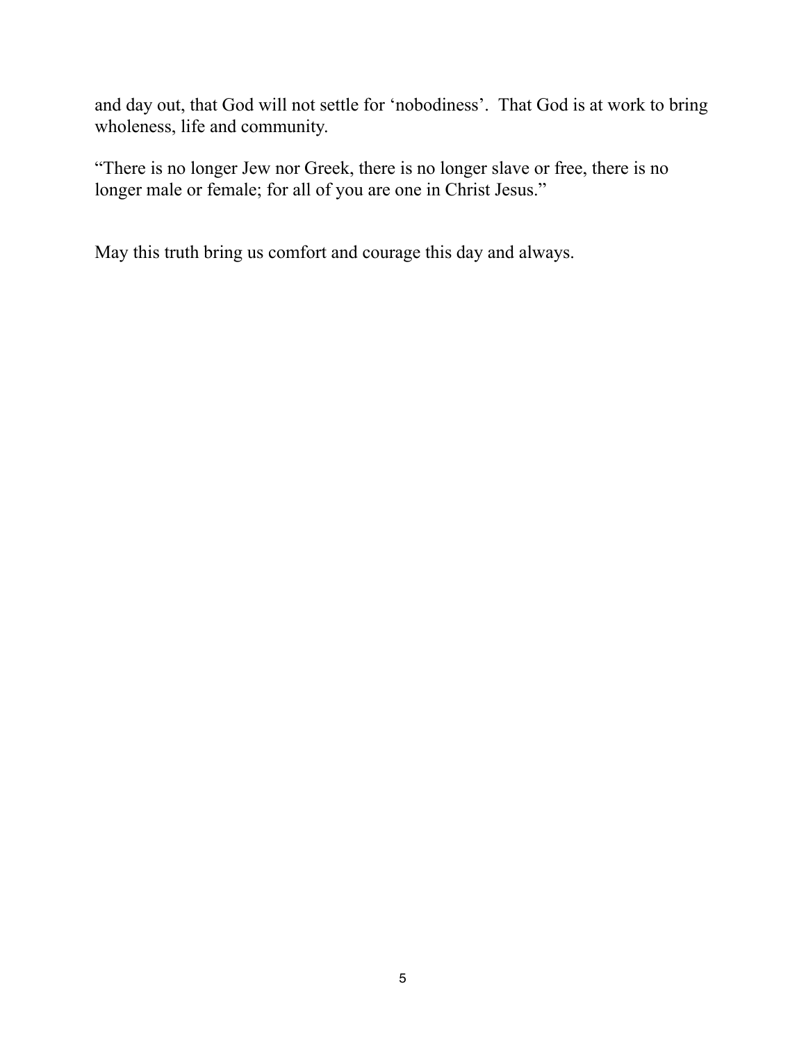and day out, that God will not settle for 'nobodiness'.  That God is at work to bring wholeness, life and community.

"There is no longer Jew nor Greek, there is no longer slave or free, there is no longer male or female; for all of you are one in Christ Jesus."

May this truth bring us comfort and courage this day and always.